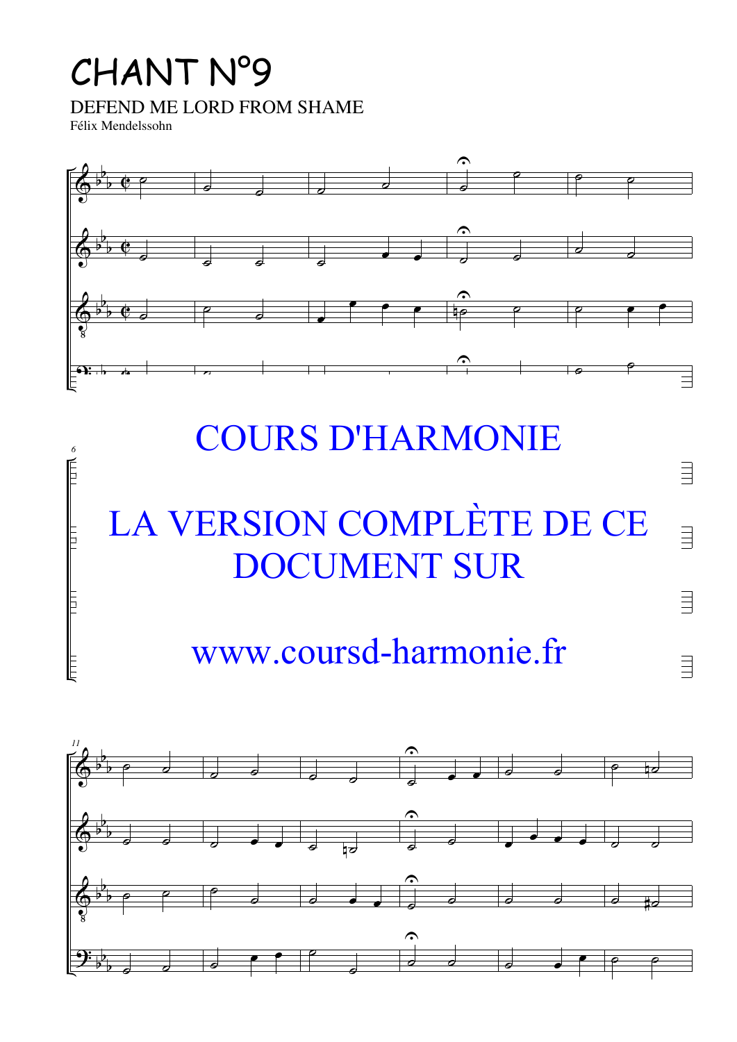# CHANT N°9

DEFEND ME LORD FROM SHAME

Félix Mendelssohn

COURS D'HARMONIE

LA VERSION COMPLÈTE DE CE DOCUMENT SUR

www.coursd-harmonie.fr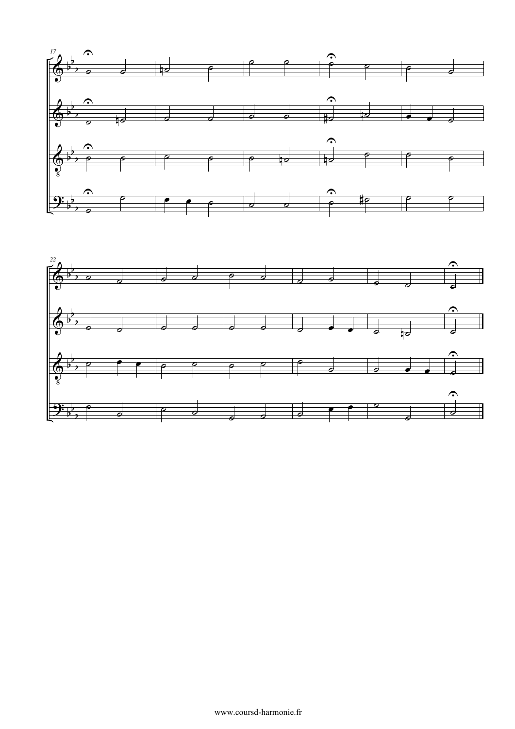17

22

www.coursd-harmonie.fr